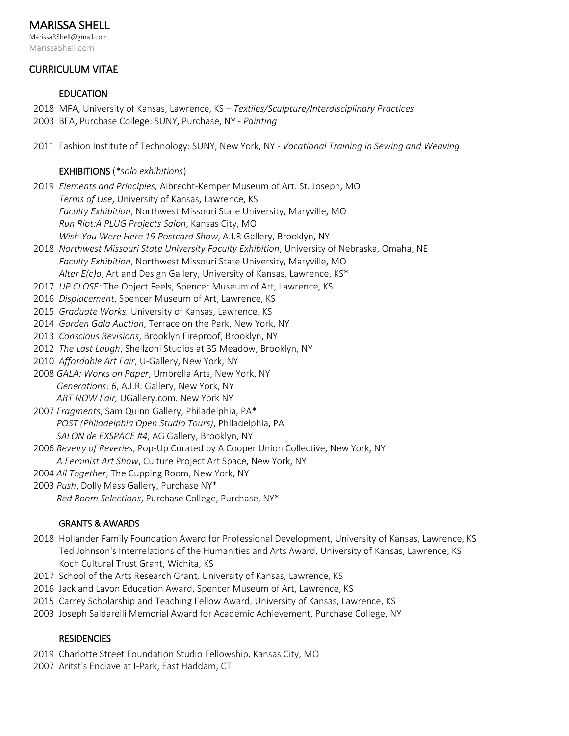# MARISSA SHELL

MarissaRShell@gmail.com
MarissaShell.com

## CURRICULUM VITAE

### EDUCATION

2018 MFA, University of Kansas, Lawrence, KS – *Textiles/Sculpture/Interdisciplinary Practices*
2003 BFA, Purchase College: SUNY, Purchase, NY - *Painting*

2011 Fashion Institute of Technology: SUNY, New York, NY - *Vocational Training in Sewing and Weaving*

### EXHIBITIONS (*\*solo exhibitions*)

2019 *Elements and Principles,* Albrecht-Kemper Museum of Art. St. Joseph, MO
*Terms of Use*, University of Kansas, Lawrence, KS
*Faculty Exhibition*, Northwest Missouri State University, Maryville, MO
*Run Riot:A PLUG Projects Salon*, Kansas City, MO
*Wish You Were Here 19 Postcard Show*, A.I.R Gallery, Brooklyn, NY

2018 *Northwest Missouri State University Faculty Exhibition*, University of Nebraska, Omaha, NE
*Faculty Exhibition*, Northwest Missouri State University, Maryville, MO
*Alter E(c)o*, Art and Design Gallery, University of Kansas, Lawrence, KS*

2017 *UP CLOSE*: The Object Feels, Spencer Museum of Art, Lawrence, KS

2016 *Displacement*, Spencer Museum of Art, Lawrence, KS

2015 *Graduate Works,* University of Kansas, Lawrence, KS

2014 *Garden Gala Auction*, Terrace on the Park, New York, NY

2013 *Conscious Revisions*, Brooklyn Fireproof, Brooklyn, NY

2012 *The Last Laugh*, Shellzoni Studios at 35 Meadow, Brooklyn, NY

2010 *Affordable Art Fair*, U-Gallery, New York, NY

2008 *GALA: Works on Paper*, Umbrella Arts, New York, NY
*Generations: 6*, A.I.R. Gallery, New York, NY
*ART NOW Fair,* UGallery.com*.* New York NY

2007 *Fragments*, Sam Quinn Gallery, Philadelphia, PA*
*POST (Philadelphia Open Studio Tours)*, Philadelphia, PA
*SALON de EXSPACE #4*, AG Gallery, Brooklyn, NY

2006 *Revelry of Reveries*, Pop-Up Curated by A Cooper Union Collective, New York, NY
*A Feminist Art Show*, Culture Project Art Space, New York, NY

2004 *All Together*, The Cupping Room, New York, NY

2003 *Push*, Dolly Mass Gallery, Purchase NY*
*Red Room Selections*, Purchase College, Purchase, NY*

### GRANTS & AWARDS

2018 Hollander Family Foundation Award for Professional Development, University of Kansas, Lawrence, KS
Ted Johnson's Interrelations of the Humanities and Arts Award, University of Kansas, Lawrence, KS
Koch Cultural Trust Grant, Wichita, KS

2017 School of the Arts Research Grant, University of Kansas, Lawrence, KS

2016 Jack and Lavon Education Award, Spencer Museum of Art, Lawrence, KS

2015 Carrey Scholarship and Teaching Fellow Award, University of Kansas, Lawrence, KS

2003 Joseph Saldarelli Memorial Award for Academic Achievement, Purchase College, NY

### RESIDENCIES

2019 Charlotte Street Foundation Studio Fellowship, Kansas City, MO

2007 Aritst's Enclave at I-Park, East Haddam, CT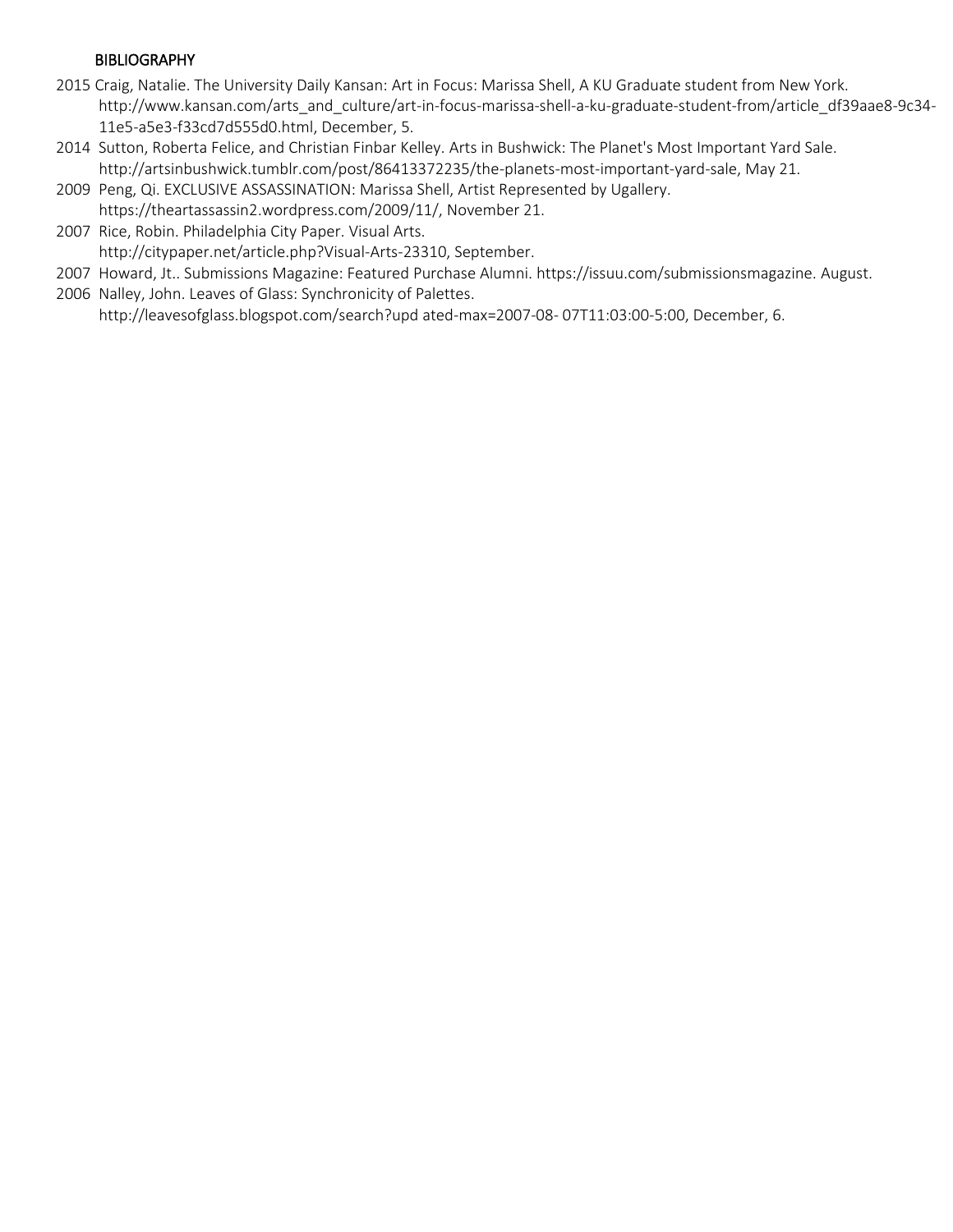BIBLIOGRAPHY

2015 Craig, Natalie. The University Daily Kansan: Art in Focus: Marissa Shell, A KU Graduate student from New York. http://www.kansan.com/arts_and_culture/art-in-focus-marissa-shell-a-ku-graduate-student-from/article_df39aae8-9c34-11e5-a5e3-f33cd7d555d0.html, December, 5.

2014 Sutton, Roberta Felice, and Christian Finbar Kelley. Arts in Bushwick: The Planet's Most Important Yard Sale. http://artsinbushwick.tumblr.com/post/86413372235/the-planets-most-important-yard-sale, May 21.

2009 Peng, Qi. EXCLUSIVE ASSASSINATION: Marissa Shell, Artist Represented by Ugallery. https://theartassassin2.wordpress.com/2009/11/, November 21.

2007 Rice, Robin. Philadelphia City Paper. Visual Arts. http://citypaper.net/article.php?Visual-Arts-23310, September.

2007 Howard, Jt.. Submissions Magazine: Featured Purchase Alumni. https://issuu.com/submissionsmagazine. August.

2006 Nalley, John. Leaves of Glass: Synchronicity of Palettes. http://leavesofglass.blogspot.com/search?upd ated-max=2007-08- 07T11:03:00-5:00, December, 6.